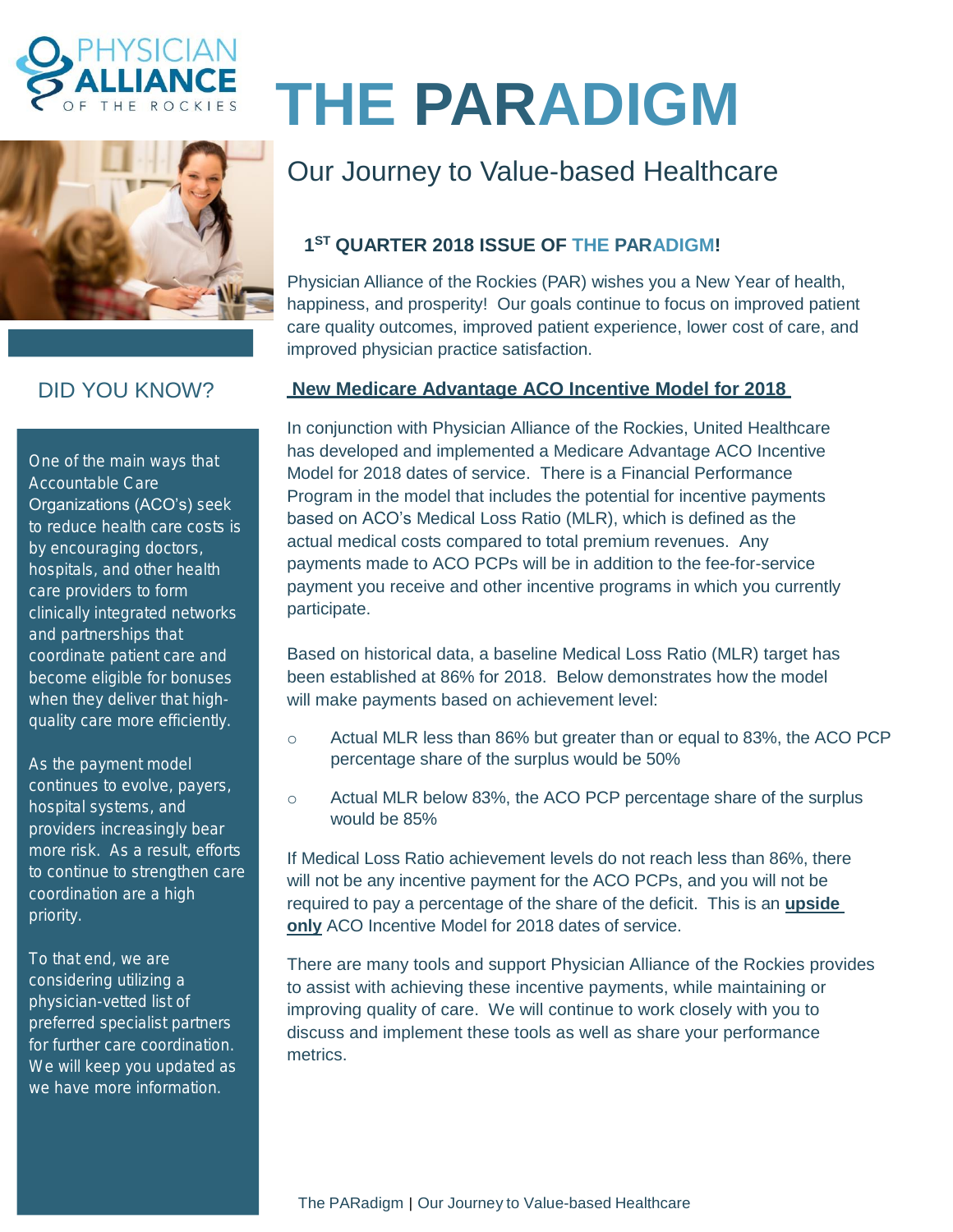PHYSICIAN ALLIANCE OF THE ROCKIES

# THE PARADIGM

## Our Journey to Value-based Healthcare

### 1ST QUARTER 2018 ISSUE OF THE PARADIGM!

Physician Alliance of the Rockies (PAR) wishes you a New Year of health, happiness, and prosperity! Our goals continue to focus on improved patient care quality outcomes, improved patient experience, lower cost of care, and improved physician practice satisfaction.

### New Medicare Advantage ACO Incentive Model for 2018

In conjunction with Physician Alliance of the Rockies, United Healthcare has developed and implemented a Medicare Advantage ACO Incentive Model for 2018 dates of service. There is a Financial Performance Program in the model that includes the potential for incentive payments based on ACO's Medical Loss Ratio (MLR), which is defined as the actual medical costs compared to total premium revenues. Any payments made to ACO PCPs will be in addition to the fee-for-service payment you receive and other incentive programs in which you currently participate.

Based on historical data, a baseline Medical Loss Ratio (MLR) target has been established at 86% for 2018. Below demonstrates how the model will make payments based on achievement level:

- Actual MLR less than 86% but greater than or equal to 83%, the ACO PCP percentage share of the surplus would be 50%
- Actual MLR below 83%, the ACO PCP percentage share of the surplus would be 85%

If Medical Loss Ratio achievement levels do not reach less than 86%, there will not be any incentive payment for the ACO PCPs, and you will not be required to pay a percentage of the share of the deficit. This is an **upside only** ACO Incentive Model for 2018 dates of service.

There are many tools and support Physician Alliance of the Rockies provides to assist with achieving these incentive payments, while maintaining or improving quality of care. We will continue to work closely with you to discuss and implement these tools as well as share your performance metrics.

### DID YOU KNOW?

One of the main ways that Accountable Care Organizations (ACO's) seek to reduce health care costs is by encouraging doctors, hospitals, and other health care providers to form clinically integrated networks and partnerships that coordinate patient care and become eligible for bonuses when they deliver that high-quality care more efficiently.

As the payment model continues to evolve, payers, hospital systems, and providers increasingly bear more risk. As a result, efforts to continue to strengthen care coordination are a high priority.

To that end, we are considering utilizing a physician-vetted list of preferred specialist partners for further care coordination. We will keep you updated as we have more information.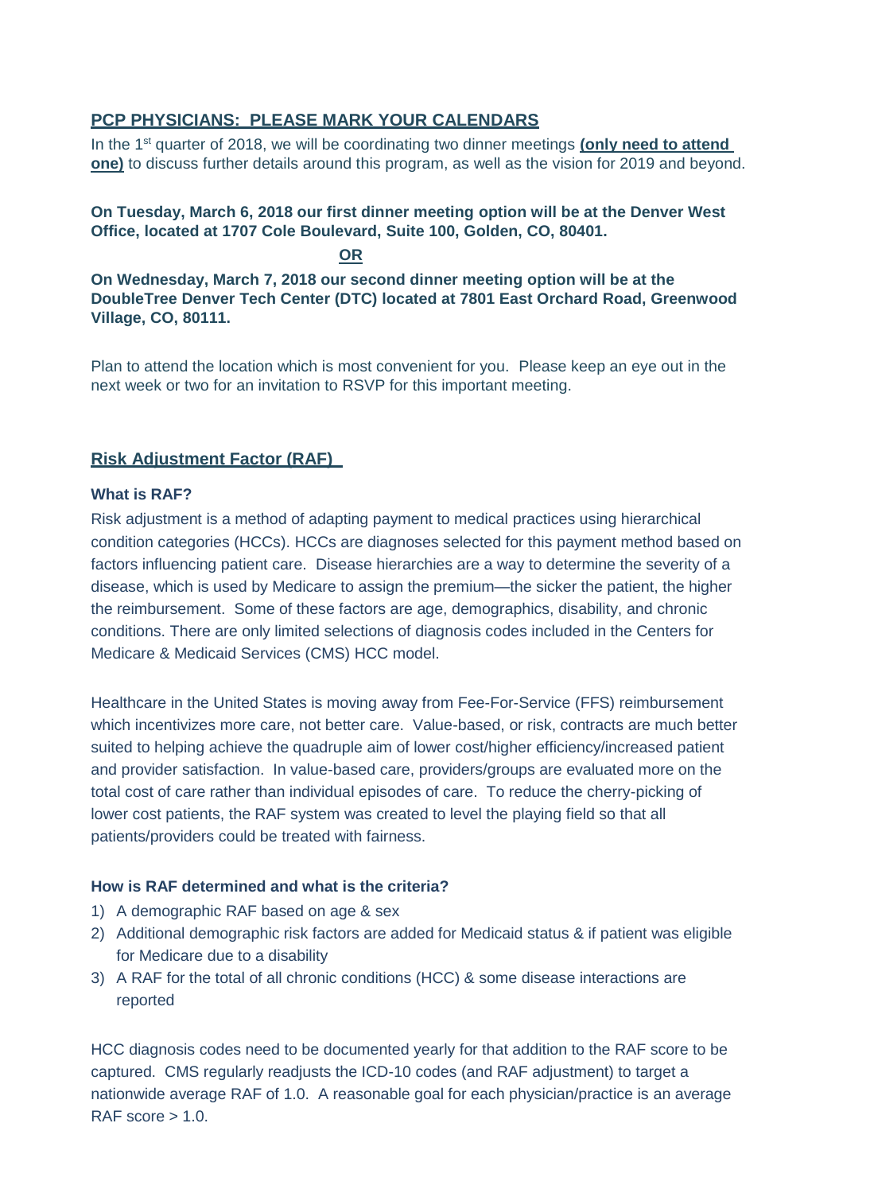## PCP PHYSICIANS: PLEASE MARK YOUR CALENDARS

In the 1st quarter of 2018, we will be coordinating two dinner meetings **(only need to attend one)** to discuss further details around this program, as well as the vision for 2019 and beyond.

**On Tuesday, March 6, 2018 our first dinner meeting option will be at the Denver West Office, located at 1707 Cole Boulevard, Suite 100, Golden, CO, 80401.**

**OR**

**On Wednesday, March 7, 2018 our second dinner meeting option will be at the DoubleTree Denver Tech Center (DTC) located at 7801 East Orchard Road, Greenwood Village, CO, 80111.**

Plan to attend the location which is most convenient for you. Please keep an eye out in the next week or two for an invitation to RSVP for this important meeting.

## Risk Adjustment Factor (RAF)

### What is RAF?

Risk adjustment is a method of adapting payment to medical practices using hierarchical condition categories (HCCs). HCCs are diagnoses selected for this payment method based on factors influencing patient care. Disease hierarchies are a way to determine the severity of a disease, which is used by Medicare to assign the premium—the sicker the patient, the higher the reimbursement. Some of these factors are age, demographics, disability, and chronic conditions. There are only limited selections of diagnosis codes included in the Centers for Medicare & Medicaid Services (CMS) HCC model.

Healthcare in the United States is moving away from Fee-For-Service (FFS) reimbursement which incentivizes more care, not better care. Value-based, or risk, contracts are much better suited to helping achieve the quadruple aim of lower cost/higher efficiency/increased patient and provider satisfaction. In value-based care, providers/groups are evaluated more on the total cost of care rather than individual episodes of care. To reduce the cherry-picking of lower cost patients, the RAF system was created to level the playing field so that all patients/providers could be treated with fairness.

### How is RAF determined and what is the criteria?

1) A demographic RAF based on age & sex
2) Additional demographic risk factors are added for Medicaid status & if patient was eligible for Medicare due to a disability
3) A RAF for the total of all chronic conditions (HCC) & some disease interactions are reported

HCC diagnosis codes need to be documented yearly for that addition to the RAF score to be captured. CMS regularly readjusts the ICD-10 codes (and RAF adjustment) to target a nationwide average RAF of 1.0. A reasonable goal for each physician/practice is an average RAF score > 1.0.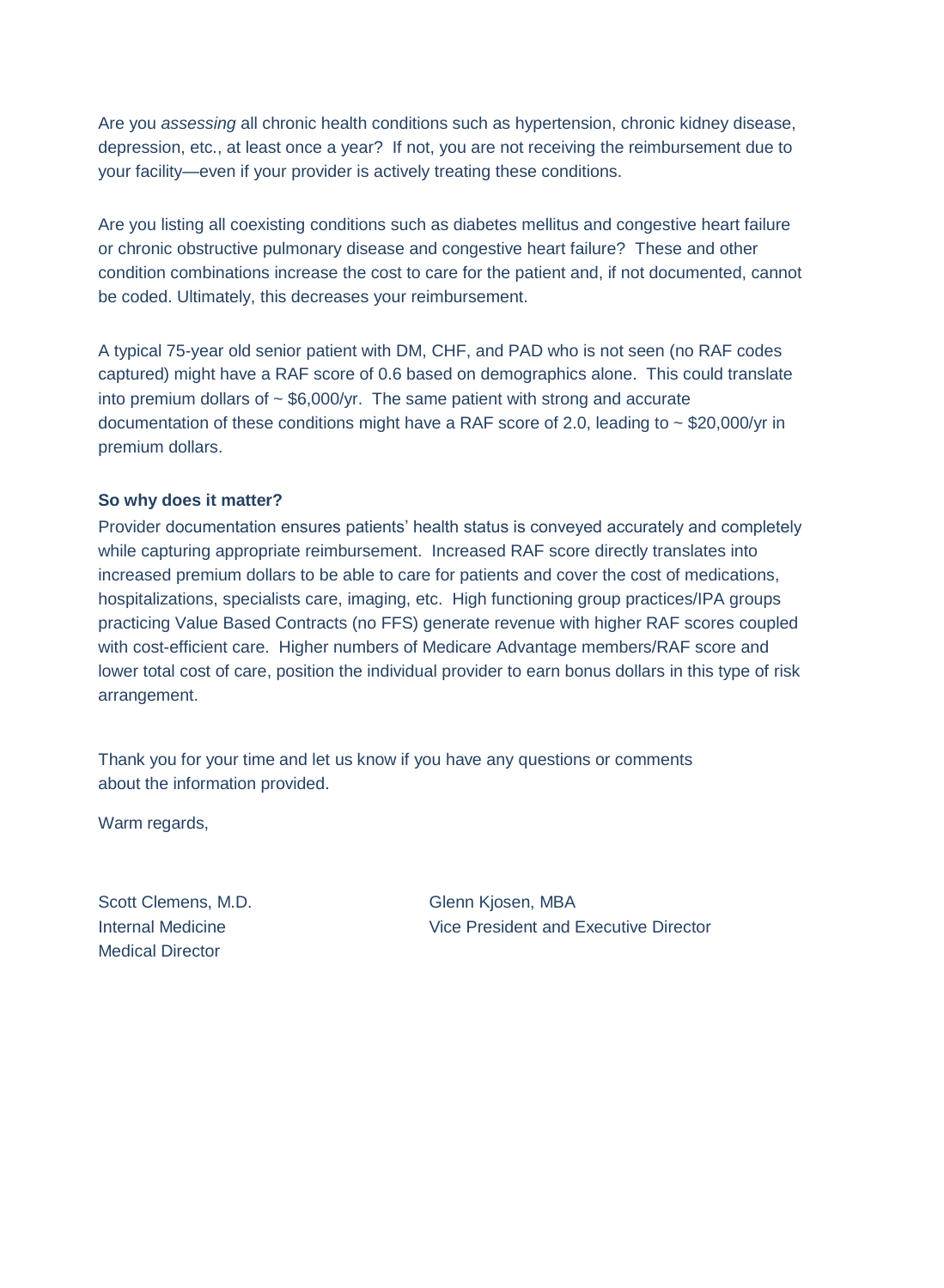Are you *assessing* all chronic health conditions such as hypertension, chronic kidney disease, depression, etc., at least once a year? If not, you are not receiving the reimbursement due to your facility—even if your provider is actively treating these conditions.

Are you listing all coexisting conditions such as diabetes mellitus and congestive heart failure or chronic obstructive pulmonary disease and congestive heart failure? These and other condition combinations increase the cost to care for the patient and, if not documented, cannot be coded. Ultimately, this decreases your reimbursement.

A typical 75-year old senior patient with DM, CHF, and PAD who is not seen (no RAF codes captured) might have a RAF score of 0.6 based on demographics alone. This could translate into premium dollars of ~ $6,000/yr. The same patient with strong and accurate documentation of these conditions might have a RAF score of 2.0, leading to ~ $20,000/yr in premium dollars.

**So why does it matter?**

Provider documentation ensures patients' health status is conveyed accurately and completely while capturing appropriate reimbursement. Increased RAF score directly translates into increased premium dollars to be able to care for patients and cover the cost of medications, hospitalizations, specialists care, imaging, etc. High functioning group practices/IPA groups practicing Value Based Contracts (no FFS) generate revenue with higher RAF scores coupled with cost-efficient care. Higher numbers of Medicare Advantage members/RAF score and lower total cost of care, position the individual provider to earn bonus dollars in this type of risk arrangement.

Thank you for your time and let us know if you have any questions or comments about the information provided.

Warm regards,

Scott Clemens, M.D.
Internal Medicine
Medical Director

Glenn Kjosen, MBA
Vice President and Executive Director